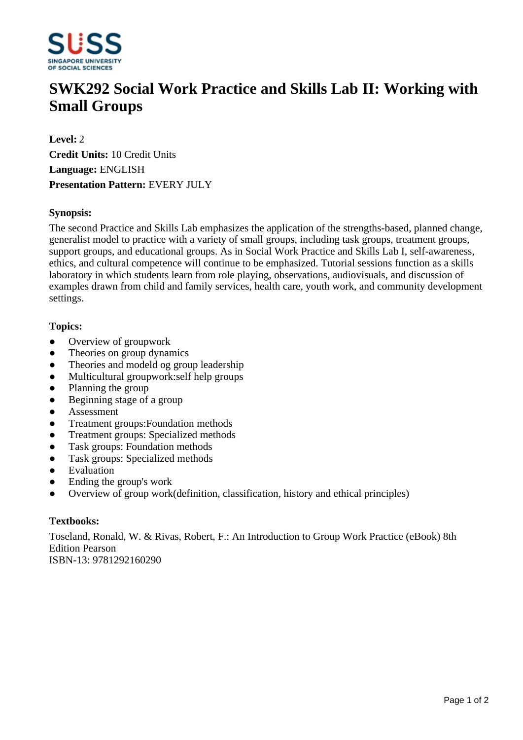# SWK292 Social Work Practice and Skills Lab II: Working with Small Groups

**Level:** 2
**Credit Units:** 10 Credit Units
**Language:** ENGLISH
**Presentation Pattern:** EVERY JULY

### Synopsis:

The second Practice and Skills Lab emphasizes the application of the strengths-based, planned change, generalist model to practice with a variety of small groups, including task groups, treatment groups, support groups, and educational groups. As in Social Work Practice and Skills Lab I, self-awareness, ethics, and cultural competence will continue to be emphasized. Tutorial sessions function as a skills laboratory in which students learn from role playing, observations, audiovisuals, and discussion of examples drawn from child and family services, health care, youth work, and community development settings.

### Topics:

- Overview of groupwork
- Theories on group dynamics
- Theories and modeld og group leadership
- Multicultural groupwork:self help groups
- Planning the group
- Beginning stage of a group
- Assessment
- Treatment groups:Foundation methods
- Treatment groups: Specialized methods
- Task groups: Foundation methods
- Task groups: Specialized methods
- Evaluation
- Ending the group's work
- Overview of group work(definition, classification, history and ethical principles)

### Textbooks:

Toseland, Ronald, W. & Rivas, Robert, F.: An Introduction to Group Work Practice (eBook) 8th Edition Pearson
ISBN-13: 9781292160290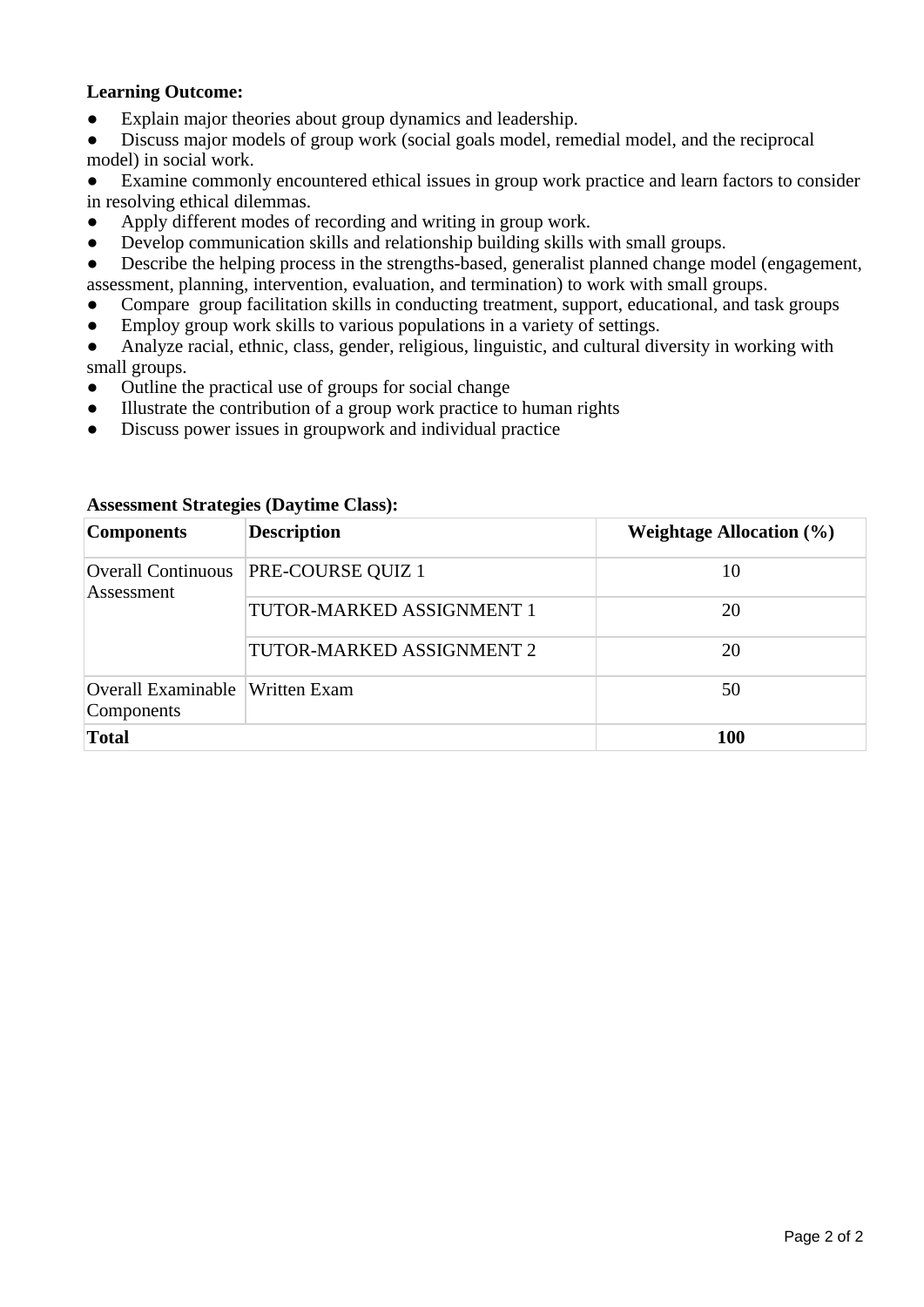**Learning Outcome:**

- Explain major theories about group dynamics and leadership.
- Discuss major models of group work (social goals model, remedial model, and the reciprocal model) in social work.
- Examine commonly encountered ethical issues in group work practice and learn factors to consider in resolving ethical dilemmas.
- Apply different modes of recording and writing in group work.
- Develop communication skills and relationship building skills with small groups.
- Describe the helping process in the strengths-based, generalist planned change model (engagement, assessment, planning, intervention, evaluation, and termination) to work with small groups.
- Compare group facilitation skills in conducting treatment, support, educational, and task groups
- Employ group work skills to various populations in a variety of settings.
- Analyze racial, ethnic, class, gender, religious, linguistic, and cultural diversity in working with small groups.
- Outline the practical use of groups for social change
- Illustrate the contribution of a group work practice to human rights
- Discuss power issues in groupwork and individual practice

**Assessment Strategies (Daytime Class):**

| Components | Description | Weightage Allocation (%) |
|---|---|---|
| Overall Continuous Assessment | PRE-COURSE QUIZ 1 | 10 |
| | TUTOR-MARKED ASSIGNMENT 1 | 20 |
| | TUTOR-MARKED ASSIGNMENT 2 | 20 |
| Overall Examinable Components | Written Exam | 50 |
| **Total** | | **100** |